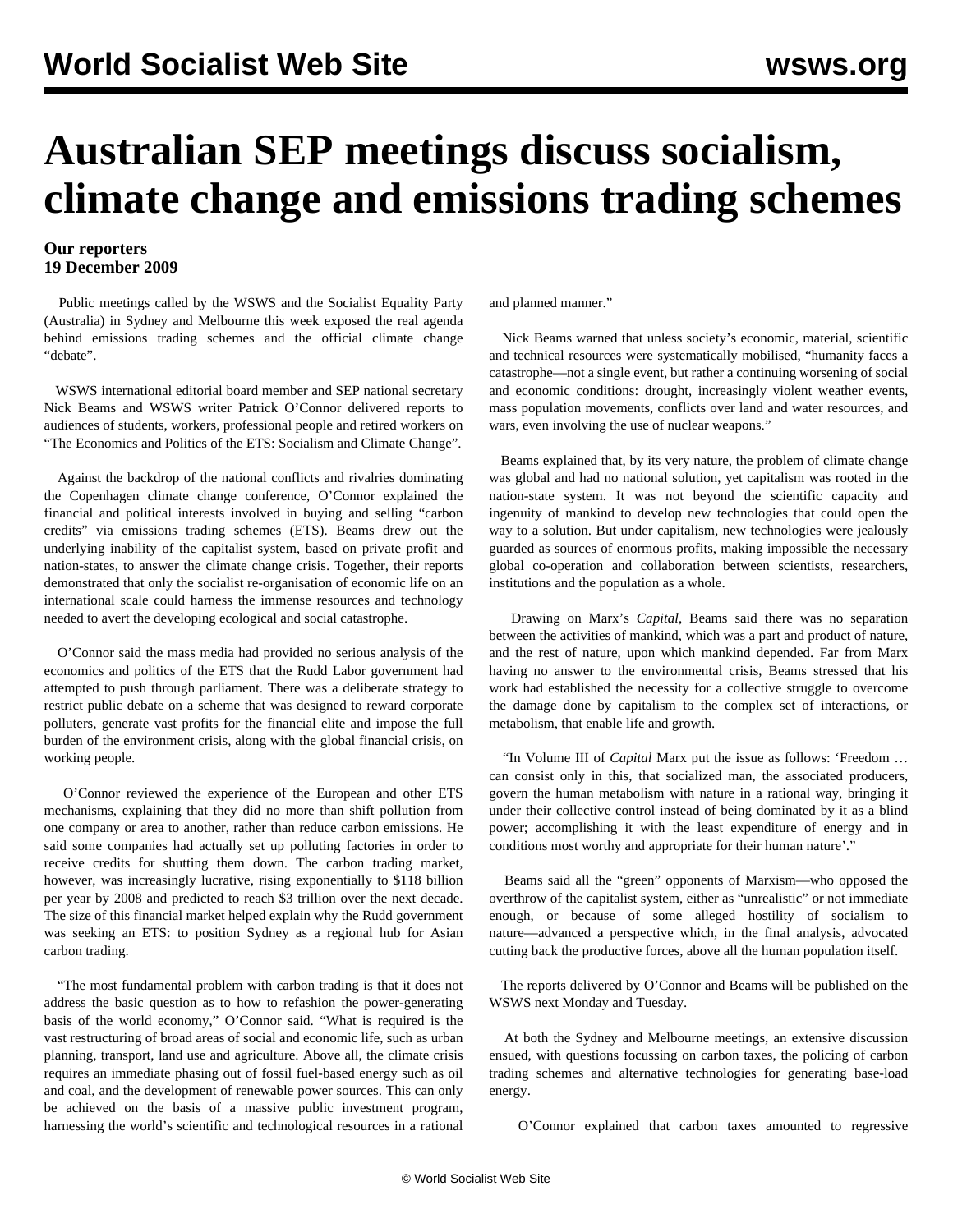# Australian SEP meetings discuss socialism, climate change and emissions trading schemes

**Our reporters**
**19 December 2009**

Public meetings called by the WSWS and the Socialist Equality Party (Australia) in Sydney and Melbourne this week exposed the real agenda behind emissions trading schemes and the official climate change "debate".

WSWS international editorial board member and SEP national secretary Nick Beams and WSWS writer Patrick O'Connor delivered reports to audiences of students, workers, professional people and retired workers on "The Economics and Politics of the ETS: Socialism and Climate Change".

Against the backdrop of the national conflicts and rivalries dominating the Copenhagen climate change conference, O'Connor explained the financial and political interests involved in buying and selling "carbon credits" via emissions trading schemes (ETS). Beams drew out the underlying inability of the capitalist system, based on private profit and nation-states, to answer the climate change crisis. Together, their reports demonstrated that only the socialist re-organisation of economic life on an international scale could harness the immense resources and technology needed to avert the developing ecological and social catastrophe.

O'Connor said the mass media had provided no serious analysis of the economics and politics of the ETS that the Rudd Labor government had attempted to push through parliament. There was a deliberate strategy to restrict public debate on a scheme that was designed to reward corporate polluters, generate vast profits for the financial elite and impose the full burden of the environment crisis, along with the global financial crisis, on working people.

O'Connor reviewed the experience of the European and other ETS mechanisms, explaining that they did no more than shift pollution from one company or area to another, rather than reduce carbon emissions. He said some companies had actually set up polluting factories in order to receive credits for shutting them down. The carbon trading market, however, was increasingly lucrative, rising exponentially to $118 billion per year by 2008 and predicted to reach $3 trillion over the next decade. The size of this financial market helped explain why the Rudd government was seeking an ETS: to position Sydney as a regional hub for Asian carbon trading.

"The most fundamental problem with carbon trading is that it does not address the basic question as to how to refashion the power-generating basis of the world economy," O'Connor said. "What is required is the vast restructuring of broad areas of social and economic life, such as urban planning, transport, land use and agriculture. Above all, the climate crisis requires an immediate phasing out of fossil fuel-based energy such as oil and coal, and the development of renewable power sources. This can only be achieved on the basis of a massive public investment program, harnessing the world's scientific and technological resources in a rational and planned manner."

Nick Beams warned that unless society's economic, material, scientific and technical resources were systematically mobilised, "humanity faces a catastrophe—not a single event, but rather a continuing worsening of social and economic conditions: drought, increasingly violent weather events, mass population movements, conflicts over land and water resources, and wars, even involving the use of nuclear weapons."

Beams explained that, by its very nature, the problem of climate change was global and had no national solution, yet capitalism was rooted in the nation-state system. It was not beyond the scientific capacity and ingenuity of mankind to develop new technologies that could open the way to a solution. But under capitalism, new technologies were jealously guarded as sources of enormous profits, making impossible the necessary global co-operation and collaboration between scientists, researchers, institutions and the population as a whole.

Drawing on Marx's *Capital*, Beams said there was no separation between the activities of mankind, which was a part and product of nature, and the rest of nature, upon which mankind depended. Far from Marx having no answer to the environmental crisis, Beams stressed that his work had established the necessity for a collective struggle to overcome the damage done by capitalism to the complex set of interactions, or metabolism, that enable life and growth.

"In Volume III of *Capital* Marx put the issue as follows: 'Freedom … can consist only in this, that socialized man, the associated producers, govern the human metabolism with nature in a rational way, bringing it under their collective control instead of being dominated by it as a blind power; accomplishing it with the least expenditure of energy and in conditions most worthy and appropriate for their human nature'."

Beams said all the "green" opponents of Marxism—who opposed the overthrow of the capitalist system, either as "unrealistic" or not immediate enough, or because of some alleged hostility of socialism to nature—advanced a perspective which, in the final analysis, advocated cutting back the productive forces, above all the human population itself.

The reports delivered by O'Connor and Beams will be published on the WSWS next Monday and Tuesday.

At both the Sydney and Melbourne meetings, an extensive discussion ensued, with questions focussing on carbon taxes, the policing of carbon trading schemes and alternative technologies for generating base-load energy.

O'Connor explained that carbon taxes amounted to regressive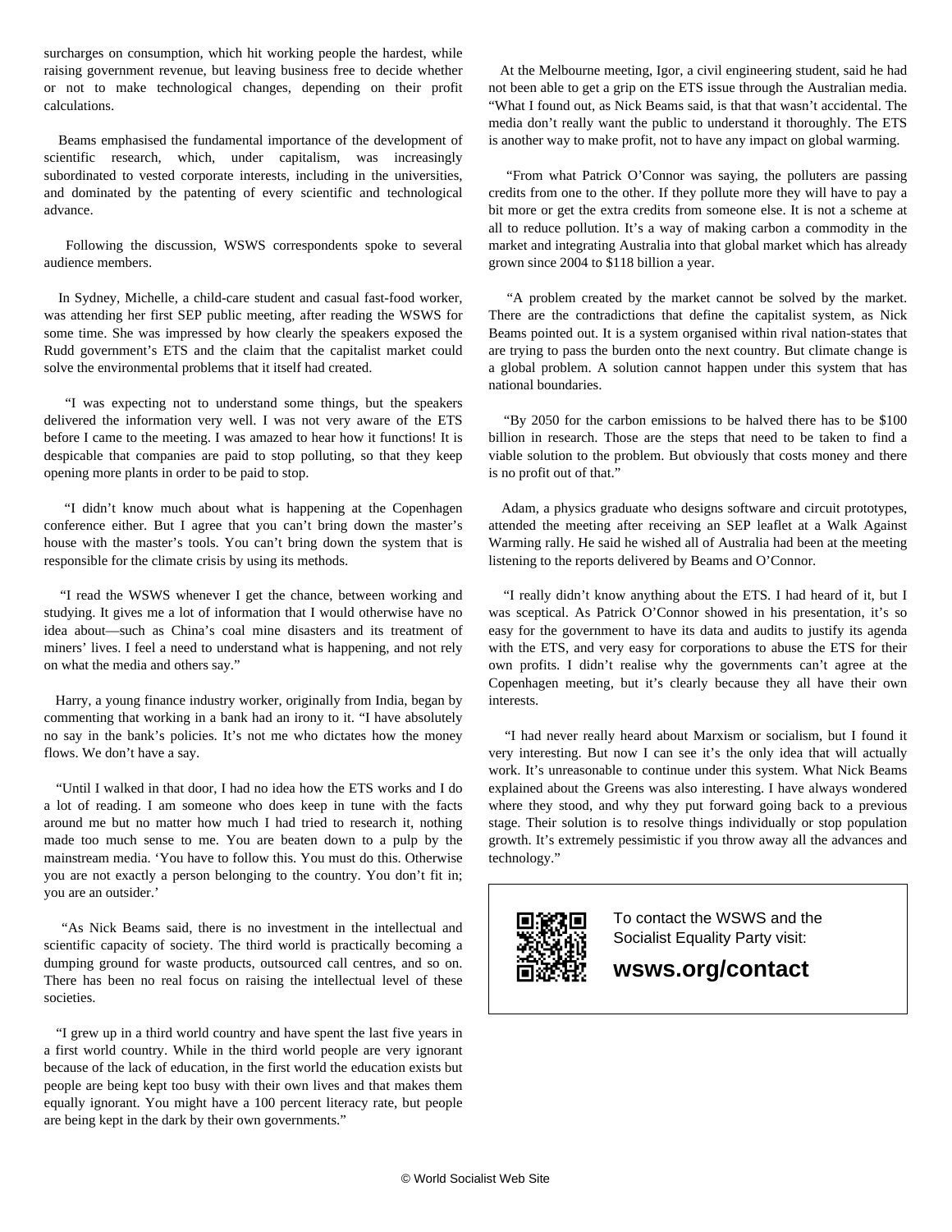surcharges on consumption, which hit working people the hardest, while raising government revenue, but leaving business free to decide whether or not to make technological changes, depending on their profit calculations.

Beams emphasised the fundamental importance of the development of scientific research, which, under capitalism, was increasingly subordinated to vested corporate interests, including in the universities, and dominated by the patenting of every scientific and technological advance.

Following the discussion, WSWS correspondents spoke to several audience members.

In Sydney, Michelle, a child-care student and casual fast-food worker, was attending her first SEP public meeting, after reading the WSWS for some time. She was impressed by how clearly the speakers exposed the Rudd government's ETS and the claim that the capitalist market could solve the environmental problems that it itself had created.

"I was expecting not to understand some things, but the speakers delivered the information very well. I was not very aware of the ETS before I came to the meeting. I was amazed to hear how it functions! It is despicable that companies are paid to stop polluting, so that they keep opening more plants in order to be paid to stop.

"I didn't know much about what is happening at the Copenhagen conference either. But I agree that you can't bring down the master's house with the master's tools. You can't bring down the system that is responsible for the climate crisis by using its methods.

"I read the WSWS whenever I get the chance, between working and studying. It gives me a lot of information that I would otherwise have no idea about—such as China's coal mine disasters and its treatment of miners' lives. I feel a need to understand what is happening, and not rely on what the media and others say."

Harry, a young finance industry worker, originally from India, began by commenting that working in a bank had an irony to it. "I have absolutely no say in the bank's policies. It's not me who dictates how the money flows. We don't have a say.

"Until I walked in that door, I had no idea how the ETS works and I do a lot of reading. I am someone who does keep in tune with the facts around me but no matter how much I had tried to research it, nothing made too much sense to me. You are beaten down to a pulp by the mainstream media. 'You have to follow this. You must do this. Otherwise you are not exactly a person belonging to the country. You don't fit in; you are an outsider.'

"As Nick Beams said, there is no investment in the intellectual and scientific capacity of society. The third world is practically becoming a dumping ground for waste products, outsourced call centres, and so on. There has been no real focus on raising the intellectual level of these societies.

"I grew up in a third world country and have spent the last five years in a first world country. While in the third world people are very ignorant because of the lack of education, in the first world the education exists but people are being kept too busy with their own lives and that makes them equally ignorant. You might have a 100 percent literacy rate, but people are being kept in the dark by their own governments."

At the Melbourne meeting, Igor, a civil engineering student, said he had not been able to get a grip on the ETS issue through the Australian media. "What I found out, as Nick Beams said, is that that wasn't accidental. The media don't really want the public to understand it thoroughly. The ETS is another way to make profit, not to have any impact on global warming.

"From what Patrick O'Connor was saying, the polluters are passing credits from one to the other. If they pollute more they will have to pay a bit more or get the extra credits from someone else. It is not a scheme at all to reduce pollution. It's a way of making carbon a commodity in the market and integrating Australia into that global market which has already grown since 2004 to $118 billion a year.

"A problem created by the market cannot be solved by the market. There are the contradictions that define the capitalist system, as Nick Beams pointed out. It is a system organised within rival nation-states that are trying to pass the burden onto the next country. But climate change is a global problem. A solution cannot happen under this system that has national boundaries.

"By 2050 for the carbon emissions to be halved there has to be $100 billion in research. Those are the steps that need to be taken to find a viable solution to the problem. But obviously that costs money and there is no profit out of that."

Adam, a physics graduate who designs software and circuit prototypes, attended the meeting after receiving an SEP leaflet at a Walk Against Warming rally. He said he wished all of Australia had been at the meeting listening to the reports delivered by Beams and O'Connor.

"I really didn't know anything about the ETS. I had heard of it, but I was sceptical. As Patrick O'Connor showed in his presentation, it's so easy for the government to have its data and audits to justify its agenda with the ETS, and very easy for corporations to abuse the ETS for their own profits. I didn't realise why the governments can't agree at the Copenhagen meeting, but it's clearly because they all have their own interests.

"I had never really heard about Marxism or socialism, but I found it very interesting. But now I can see it's the only idea that will actually work. It's unreasonable to continue under this system. What Nick Beams explained about the Greens was also interesting. I have always wondered where they stood, and why they put forward going back to a previous stage. Their solution is to resolve things individually or stop population growth. It's extremely pessimistic if you throw away all the advances and technology."

To contact the WSWS and the Socialist Equality Party visit:

**wsws.org/contact**